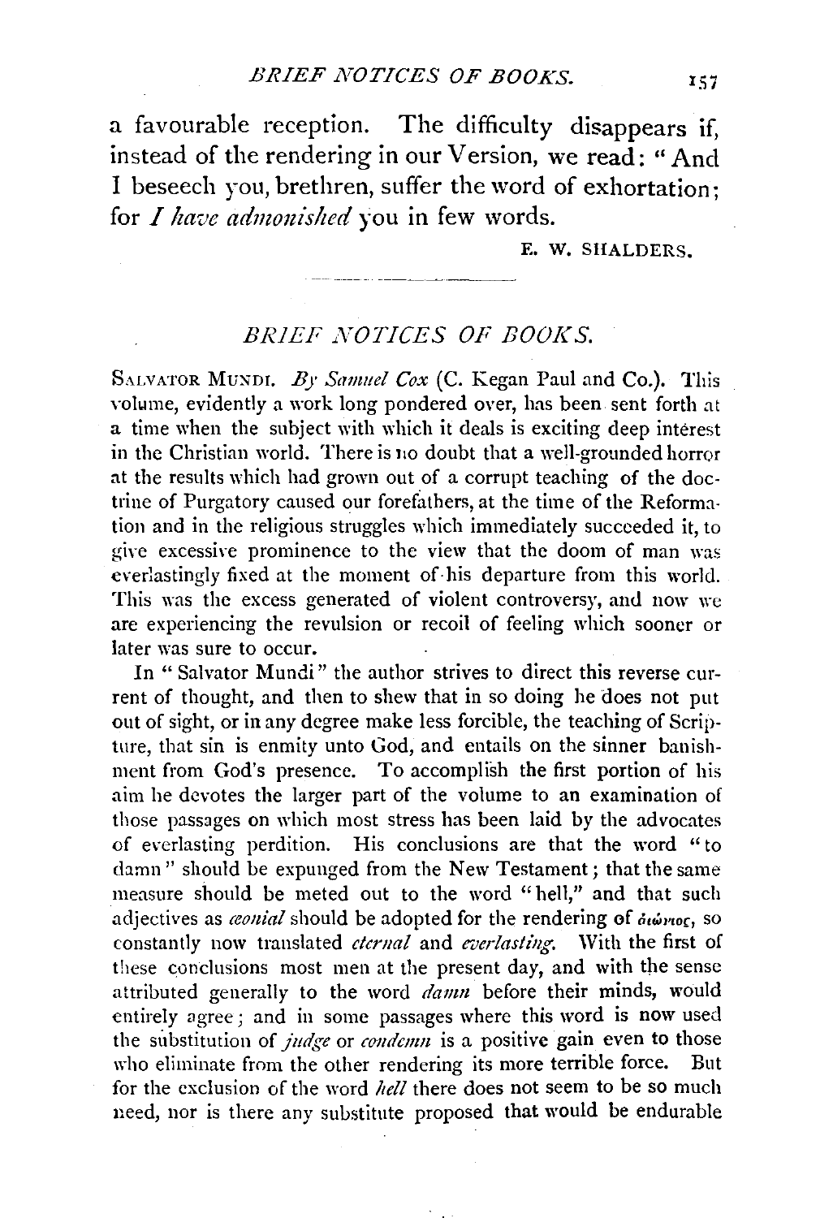a favourable reception. The difficulty disappears if, instead of the rendering in our Version, we read: "And I beseech you, brethren, suffer the word of exhortation; for *I have admonished* you in few words.

E. W. SHALDERS.

## BRIEF NOTICES OF BOOKS.

SALVATOR MUNDI. *By Samuel Cox* (C. Kegan Paul and Co.). This volume, evidently a work long pondered over, has been sent forth at a time when the subject with which it deals is exciting deep interest in the Christian world. There is no doubt that a well-grounded horror at the results which had grown out of a corrupt teaching of the doctrine of Purgatory caused our forefathers, at the time of the Reformation and in the religious struggles which immediately succeeded it, to give excessive prominence to the view that the doom of man was everlastingly fixed at the moment of his departure from this world. This was the excess generated of violent controversy, and now we are experiencing the revulsion or recoil of feeling which sooner or later was sure to occur.

In "Salvator Mundi" the author strives to direct this reverse current of thought, and then to shew that in so doing he does not put out of sight, or in any degree make less forcible, the teaching of Scripture, that sin is enmity unto God, and entails on the sinner banishment from God's presence. To accomplish the first portion of his aim he devotes the larger part of the volume to an examination of those passages on which most stress has been laid by the advocates of everlasting perdition. His conclusions are that the word "to damn" should be expunged from the New Testament; that the same measure should be meted out to the word "hell," and that such adjectives as *æonial* should be adopted for the rendering of αἰώνιος, so constantly now translated *eternal* and *everlasting*. With the first of these conclusions most men at the present day, and with the sense attributed generally to the word *damn* before their minds, would entirely agree; and in some passages where this word is now used the substitution of *judge* or *condemn* is a positive gain even to those who eliminate from the other rendering its more terrible force. But for the exclusion of the word *hell* there does not seem to be so much need, nor is there any substitute proposed that would be endurable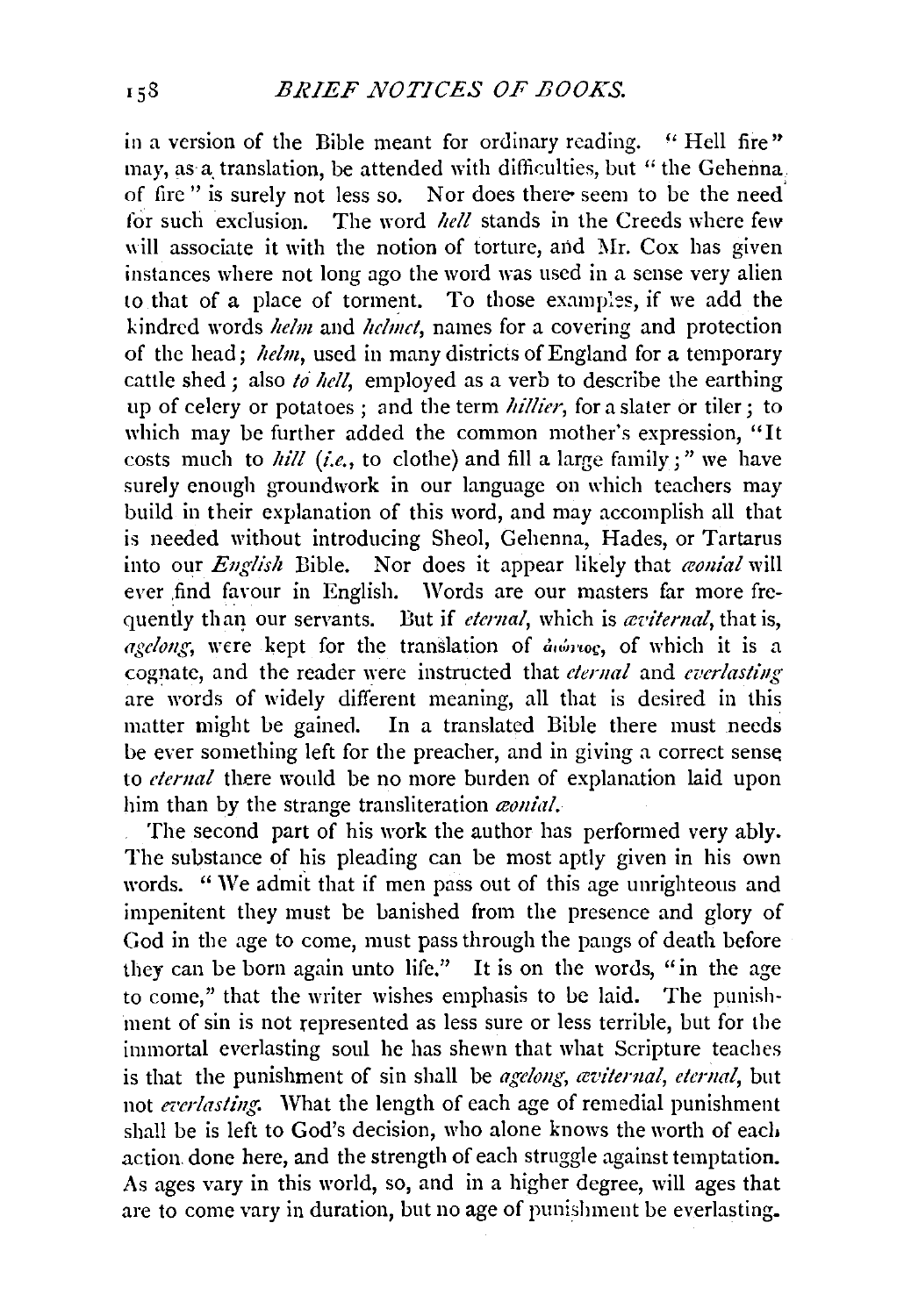in a version of the Bible meant for ordinary reading. "Hell fire" may, as a translation, be attended with difficulties, but "the Gehenna of fire" is surely not less so. Nor does there seem to be the need for such exclusion. The word *hell* stands in the Creeds where few will associate it with the notion of torture, and Mr. Cox has given instances where not long ago the word was used in a sense very alien to that of a place of torment. To those examples, if we add the kindred words *helm* and *helmet*, names for a covering and protection of the head; *helm*, used in many districts of England for a temporary cattle shed; also *to hell*, employed as a verb to describe the earthing up of celery or potatoes; and the term *hillier*, for a slater or tiler; to which may be further added the common mother's expression, "It costs much to *hill* (*i.e.*, to clothe) and fill a large family;" we have surely enough groundwork in our language on which teachers may build in their explanation of this word, and may accomplish all that is needed without introducing Sheol, Gehenna, Hades, or Tartarus into our *English* Bible. Nor does it appear likely that *æonial* will ever find favour in English. Words are our masters far more frequently than our servants. But if *eternal*, which is *æviternal*, that is, *agelong*, were kept for the translation of αἰώνιος, of which it is a cognate, and the reader were instructed that *eternal* and *everlasting* are words of widely different meaning, all that is desired in this matter might be gained. In a translated Bible there must needs be ever something left for the preacher, and in giving a correct sense to *eternal* there would be no more burden of explanation laid upon him than by the strange transliteration *æonial*.

The second part of his work the author has performed very ably. The substance of his pleading can be most aptly given in his own words. "We admit that if men pass out of this age unrighteous and impenitent they must be banished from the presence and glory of God in the age to come, must pass through the pangs of death before they can be born again unto life." It is on the words, "in the age to come," that the writer wishes emphasis to be laid. The punishment of sin is not represented as less sure or less terrible, but for the immortal everlasting soul he has shewn that what Scripture teaches is that the punishment of sin shall be *agelong*, *æviternal*, *eternal*, but not *everlasting*. What the length of each age of remedial punishment shall be is left to God's decision, who alone knows the worth of each action done here, and the strength of each struggle against temptation. As ages vary in this world, so, and in a higher degree, will ages that are to come vary in duration, but no age of punishment be everlasting.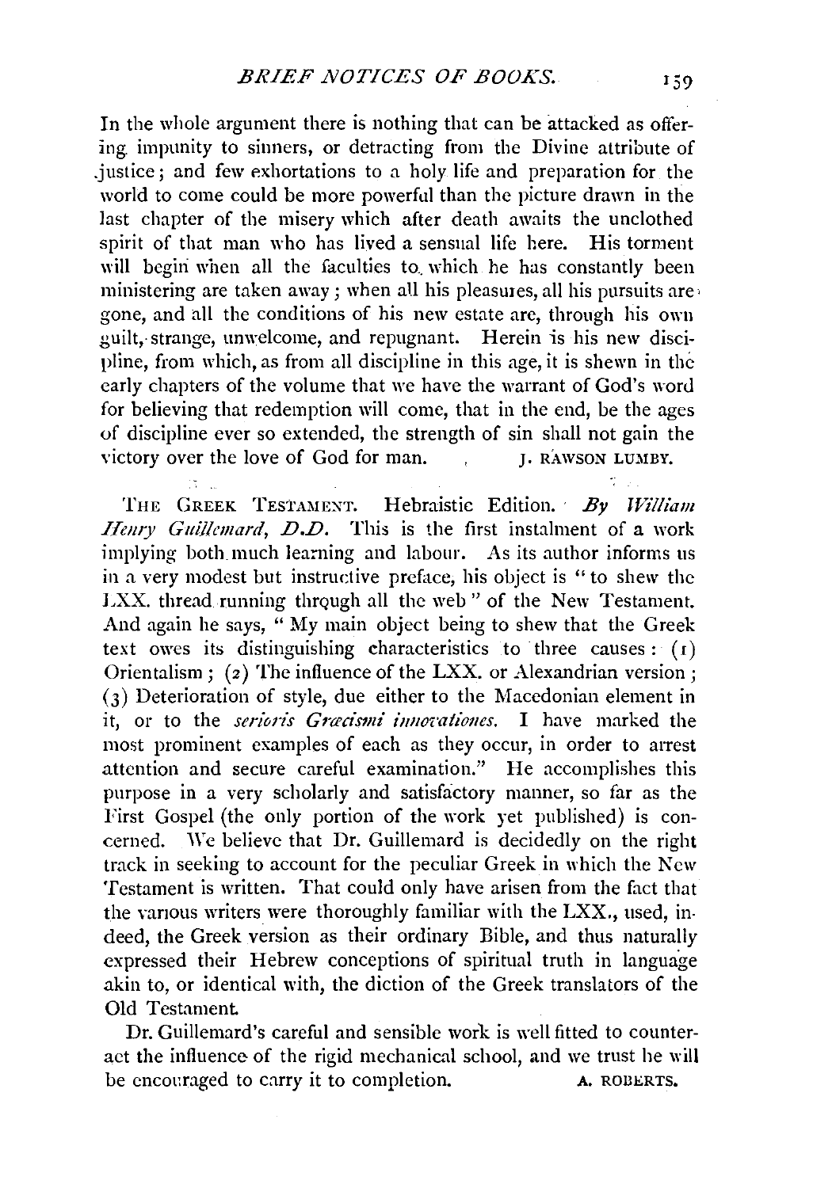In the whole argument there is nothing that can be attacked as offering impunity to sinners, or detracting from the Divine attribute of justice; and few exhortations to a holy life and preparation for the world to come could be more powerful than the picture drawn in the last chapter of the misery which after death awaits the unclothed spirit of that man who has lived a sensual life here. His torment will begin when all the faculties to which he has constantly been ministering are taken away; when all his pleasures, all his pursuits are gone, and all the conditions of his new estate are, through his own guilt, strange, unwelcome, and repugnant. Herein is his new discipline, from which, as from all discipline in this age, it is shewn in the early chapters of the volume that we have the warrant of God's word for believing that redemption will come, that in the end, be the ages of discipline ever so extended, the strength of sin shall not gain the victory over the love of God for man.

J. RAWSON LUMBY.

THE GREEK TESTAMENT. Hebraistic Edition. *By William Henry Guillemard, D.D.* This is the first instalment of a work implying both much learning and labour. As its author informs us in a very modest but instructive preface, his object is "to shew the LXX. thread running through all the web" of the New Testament. And again he says, "My main object being to shew that the Greek text owes its distinguishing characteristics to three causes: (1) Orientalism; (2) The influence of the LXX. or Alexandrian version; (3) Deterioration of style, due either to the Macedonian element in it, or to the *serioris Græcismi innovationes*. I have marked the most prominent examples of each as they occur, in order to arrest attention and secure careful examination." He accomplishes this purpose in a very scholarly and satisfactory manner, so far as the First Gospel (the only portion of the work yet published) is concerned. We believe that Dr. Guillemard is decidedly on the right track in seeking to account for the peculiar Greek in which the New Testament is written. That could only have arisen from the fact that the various writers were thoroughly familiar with the LXX., used, indeed, the Greek version as their ordinary Bible, and thus naturally expressed their Hebrew conceptions of spiritual truth in language akin to, or identical with, the diction of the Greek translators of the Old Testament.

Dr. Guillemard's careful and sensible work is well fitted to counteract the influence of the rigid mechanical school, and we trust he will be encouraged to carry it to completion.

A. ROBERTS.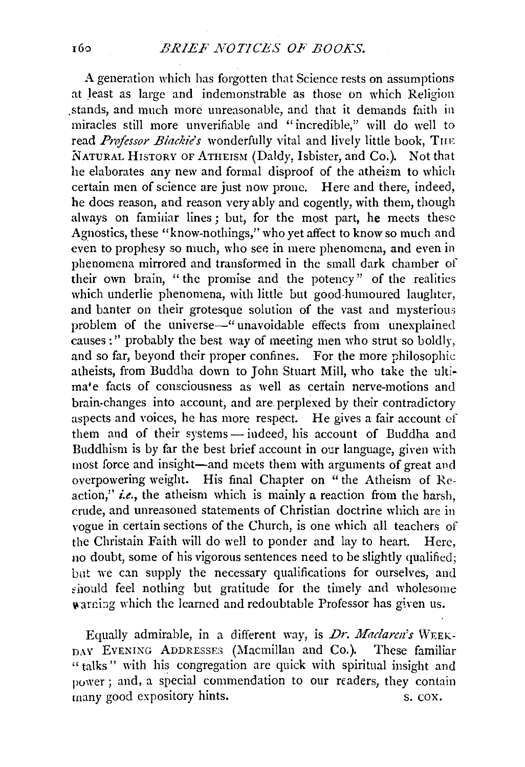A generation which has forgotten that Science rests on assumptions at least as large and indemonstrable as those on which Religion stands, and much more unreasonable, and that it demands faith in miracles still more unverifiable and "incredible," will do well to read *Professor Blackie's* wonderfully vital and lively little book, THE NATURAL HISTORY OF ATHEISM (Daldy, Isbister, and Co.). Not that he elaborates any new and formal disproof of the atheism to which certain men of science are just now prone. Here and there, indeed, he does reason, and reason very ably and cogently, with them, though always on familiar lines; but, for the most part, he meets these Agnostics, these "know-nothings," who yet affect to know so much and even to prophesy so much, who see in mere phenomena, and even in phenomena mirrored and transformed in the small dark chamber of their own brain, "the promise and the potency" of the realities which underlie phenomena, with little but good-humoured laughter, and banter on their grotesque solution of the vast and mysterious problem of the universe—"unavoidable effects from unexplained causes:" probably the best way of meeting men who strut so boldly, and so far, beyond their proper confines. For the more philosophic atheists, from Buddha down to John Stuart Mill, who take the ultimate facts of consciousness as well as certain nerve-motions and brain-changes into account, and are perplexed by their contradictory aspects and voices, he has more respect. He gives a fair account of them and of their systems — indeed, his account of Buddha and Buddhism is by far the best brief account in our language, given with most force and insight—and meets them with arguments of great and overpowering weight. His final Chapter on "the Atheism of Reaction," *i.e.*, the atheism which is mainly a reaction from the harsh, crude, and unreasoned statements of Christian doctrine which are in vogue in certain sections of the Church, is one which all teachers of the Christain Faith will do well to ponder and lay to heart. Here, no doubt, some of his vigorous sentences need to be slightly qualified; but we can supply the necessary qualifications for ourselves, and should feel nothing but gratitude for the timely and wholesome warning which the learned and redoubtable Professor has given us.

Equally admirable, in a different way, is *Dr. Maclaren's* WEEK-DAY EVENING ADDRESSES (Macmillan and Co.). These familiar "talks" with his congregation are quick with spiritual insight and power; and, a special commendation to our readers, they contain many good expository hints.

S. COX.